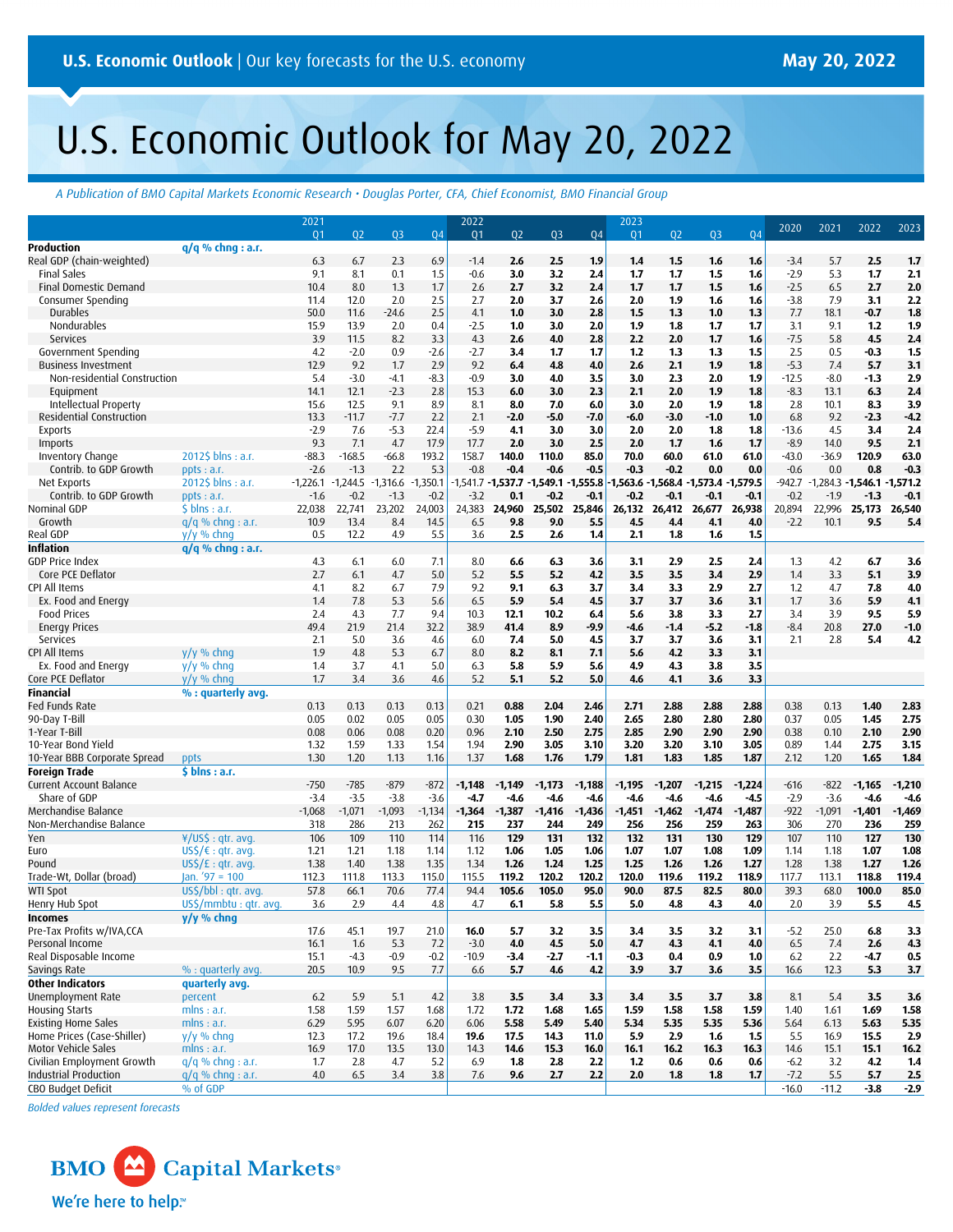# U.S. Economic Outlook for May 20, 2022

**U.S. Economic Outlook** | Our key forecasts for the U.S. economy — **May 20, 2022**

*A Publication of BMO Capital Markets Economic Research • Douglas Porter, CFA, Chief Economist, BMO Financial Group*

| | | 2021 Q1 | Q2 | Q3 | Q4 | 2022 Q1 | Q2 | Q3 | Q4 | 2023 Q1 | Q2 | Q3 | Q4 | 2020 | 2021 | 2022 | 2023 |
|---|---|---|---|---|---|---|---|---|---|---|---|---|---|---|---|---|---|
| **Production** | q/q % chng : a.r. | | | | | | | | | | | | | | | | |
| Real GDP (chain-weighted) | | 6.3 | 6.7 | 2.3 | 6.9 | -1.4 | **2.6** | **2.5** | **1.9** | **1.4** | **1.5** | **1.6** | **1.6** | -3.4 | 5.7 | **2.5** | **1.7** |
| Final Sales | | 9.1 | 8.1 | 0.1 | 1.5 | -0.6 | **3.0** | **3.2** | **2.4** | **1.7** | **1.7** | **1.5** | **1.6** | -2.9 | 5.3 | **1.7** | **2.1** |
| Final Domestic Demand | | 10.4 | 8.0 | 1.3 | 1.7 | 2.6 | **2.7** | **3.2** | **2.4** | **1.7** | **1.7** | **1.5** | **1.6** | -2.5 | 6.5 | **2.7** | **2.0** |
| Consumer Spending | | 11.4 | 12.0 | 2.0 | 2.5 | 2.7 | **2.0** | **3.7** | **2.6** | **2.0** | **1.9** | **1.6** | **1.6** | -3.8 | 7.9 | **3.1** | **2.2** |
| Durables | | 50.0 | 11.6 | -24.6 | 2.5 | 4.1 | **1.0** | **3.0** | **2.8** | **1.5** | **1.3** | **1.0** | **1.3** | 7.7 | 18.1 | **-0.7** | **1.8** |
| Nondurables | | 15.9 | 13.9 | 2.0 | 0.4 | -2.5 | **1.0** | **3.0** | **2.0** | **1.9** | **1.8** | **1.7** | **1.7** | 3.1 | 9.1 | **1.2** | **1.9** |
| Services | | 3.9 | 11.5 | 8.2 | 3.3 | 4.3 | **2.6** | **4.0** | **2.8** | **2.2** | **2.0** | **1.7** | **1.6** | -7.5 | 5.8 | **4.5** | **2.4** |
| Government Spending | | 4.2 | -2.0 | 0.9 | -2.6 | -2.7 | **3.4** | **1.7** | **1.7** | **1.2** | **1.3** | **1.3** | **1.5** | 2.5 | 0.5 | **-0.3** | **1.5** |
| Business Investment | | 12.9 | 9.2 | 1.7 | 2.9 | 9.2 | **6.4** | **4.8** | **4.0** | **2.6** | **2.1** | **1.9** | **1.8** | -5.3 | 7.4 | **5.7** | **3.1** |
| Non-residential Construction | | 5.4 | -3.0 | -4.1 | -8.3 | -0.9 | **3.0** | **4.0** | **3.5** | **3.0** | **2.3** | **2.0** | **1.9** | -12.5 | -8.0 | **-1.3** | **2.9** |
| Equipment | | 14.1 | 12.1 | -2.3 | 2.8 | 15.3 | **6.0** | **3.0** | **2.3** | **2.1** | **2.0** | **1.9** | **1.8** | -8.3 | 13.1 | **6.3** | **2.4** |
| Intellectual Property | | 15.6 | 12.5 | 9.1 | 8.9 | 8.1 | **8.0** | **7.0** | **6.0** | **3.0** | **2.0** | **1.9** | **1.8** | 2.8 | 10.1 | **8.3** | **3.9** |
| Residential Construction | | 13.3 | -11.7 | -7.7 | 2.2 | 2.1 | **-2.0** | **-5.0** | **-7.0** | **-6.0** | **-3.0** | **-1.0** | **1.0** | 6.8 | 9.2 | **-2.3** | **-4.2** |
| Exports | | -2.9 | 7.6 | -5.3 | 22.4 | -5.9 | **4.1** | **3.0** | **3.0** | **2.0** | **2.0** | **1.8** | **1.8** | -13.6 | 4.5 | **3.4** | **2.4** |
| Imports | | 9.3 | 7.1 | 4.7 | 17.9 | 17.7 | **2.0** | **3.0** | **2.5** | **2.0** | **1.7** | **1.6** | **1.7** | -8.9 | 14.0 | **9.5** | **2.1** |
| Inventory Change | 2012$ blns : a.r. | -88.3 | -168.5 | -66.8 | 193.2 | 158.7 | **140.0** | **110.0** | **85.0** | **70.0** | **60.0** | **61.0** | **61.0** | -43.0 | -36.9 | **120.9** | **63.0** |
| Contrib. to GDP Growth | ppts : a.r. | -2.6 | -1.3 | 2.2 | 5.3 | -0.8 | **-0.4** | **-0.6** | **-0.5** | **-0.3** | **-0.2** | **0.0** | **0.0** | -0.6 | 0.0 | **0.8** | **-0.3** |
| Net Exports | 2012$ blns : a.r. | -1,226.1 | -1,244.5 | -1,316.6 | -1,350.1 | -1,541.7 | **-1,537.7** | **-1,549.1** | **-1,555.8** | **-1,563.6** | **-1,568.4** | **-1,573.4** | **-1,579.5** | -942.7 | -1,284.3 | **-1,546.1** | **-1,571.2** |
| Contrib. to GDP Growth | ppts : a.r. | -1.6 | -0.2 | -1.3 | -0.2 | -3.2 | **0.1** | **-0.2** | **-0.1** | **-0.2** | **-0.1** | **-0.1** | **-0.1** | -0.2 | -1.9 | **-1.3** | **-0.1** |
| Nominal GDP | $ blns : a.r. | 22,038 | 22,741 | 23,202 | 24,003 | 24,383 | **24,960** | **25,502** | **25,846** | **26,132** | **26,412** | **26,677** | **26,938** | 20,894 | 22,996 | **25,173** | **26,540** |
| Growth | q/q % chng : a.r. | 10.9 | 13.4 | 8.4 | 14.5 | 6.5 | **9.8** | **9.0** | **5.5** | **4.5** | **4.4** | **4.1** | **4.0** | -2.2 | 10.1 | **9.5** | **5.4** |
| Real GDP | y/y % chng | 0.5 | 12.2 | 4.9 | 5.5 | 3.6 | **2.5** | **2.6** | **1.4** | **2.1** | **1.8** | **1.6** | **1.5** | | | | |
| **Inflation** | q/q % chng : a.r. | | | | | | | | | | | | | | | | |
| GDP Price Index | | 4.3 | 6.1 | 6.0 | 7.1 | 8.0 | **6.6** | **6.3** | **3.6** | **3.1** | **2.9** | **2.5** | **2.4** | 1.3 | 4.2 | **6.7** | **3.6** |
| Core PCE Deflator | | 2.7 | 6.1 | 4.7 | 5.0 | 5.2 | **5.5** | **5.2** | **4.2** | **3.5** | **3.5** | **3.4** | **2.9** | 1.4 | 3.3 | **5.1** | **3.9** |
| CPI All Items | | 4.1 | 8.2 | 6.7 | 7.9 | 9.2 | **9.1** | **6.3** | **3.7** | **3.4** | **3.3** | **2.9** | **2.7** | 1.2 | 4.7 | **7.8** | **4.0** |
| Ex. Food and Energy | | 1.4 | 7.8 | 5.3 | 5.6 | 6.5 | **5.9** | **5.4** | **4.5** | **3.7** | **3.7** | **3.6** | **3.1** | 1.7 | 3.6 | **5.9** | **4.1** |
| Food Prices | | 2.4 | 4.3 | 7.7 | 9.4 | 10.3 | **12.1** | **10.2** | **6.4** | **5.6** | **3.8** | **3.3** | **2.7** | 3.4 | 3.9 | **9.5** | **5.9** |
| Energy Prices | | 49.4 | 21.9 | 21.4 | 32.2 | 38.9 | **41.4** | **8.9** | **-9.9** | **-4.6** | **-1.4** | **-5.2** | **-1.8** | -8.4 | 20.8 | **27.0** | **-1.0** |
| Services | | 2.1 | 5.0 | 3.6 | 4.6 | 6.0 | **7.4** | **5.0** | **4.5** | **3.7** | **3.7** | **3.6** | **3.1** | 2.1 | 2.8 | **5.4** | **4.2** |
| CPI All Items | y/y % chng | 1.9 | 4.8 | 5.3 | 6.7 | 8.0 | **8.2** | **8.1** | **7.1** | **5.6** | **4.2** | **3.3** | **3.1** | | | | |
| Ex. Food and Energy | y/y % chng | 1.4 | 3.7 | 4.1 | 5.0 | 6.3 | **5.8** | **5.9** | **5.6** | **4.9** | **4.3** | **3.8** | **3.5** | | | | |
| Core PCE Deflator | y/y % chng | 1.7 | 3.4 | 3.6 | 4.6 | 5.2 | **5.1** | **5.2** | **5.0** | **4.6** | **4.1** | **3.6** | **3.3** | | | | |
| **Financial** | % : quarterly avg. | | | | | | | | | | | | | | | | |
| Fed Funds Rate | | 0.13 | 0.13 | 0.13 | 0.13 | 0.21 | **0.88** | **2.04** | **2.46** | **2.71** | **2.88** | **2.88** | **2.88** | 0.38 | 0.13 | **1.40** | **2.83** |
| 90-Day T-Bill | | 0.05 | 0.02 | 0.05 | 0.05 | 0.30 | **1.05** | **1.90** | **2.40** | **2.65** | **2.80** | **2.80** | **2.80** | 0.37 | 0.05 | **1.45** | **2.75** |
| 1-Year T-Bill | | 0.08 | 0.06 | 0.08 | 0.20 | 0.96 | **2.10** | **2.50** | **2.75** | **2.85** | **2.90** | **2.90** | **2.90** | 0.38 | 0.10 | **2.10** | **2.90** |
| 10-Year Bond Yield | | 1.32 | 1.59 | 1.33 | 1.54 | 1.94 | **2.90** | **3.05** | **3.10** | **3.20** | **3.20** | **3.10** | **3.05** | 0.89 | 1.44 | **2.75** | **3.15** |
| 10-Year BBB Corporate Spread | ppts | 1.30 | 1.20 | 1.13 | 1.16 | 1.37 | **1.68** | **1.76** | **1.79** | **1.81** | **1.83** | **1.85** | **1.87** | 2.12 | 1.20 | **1.65** | **1.84** |
| **Foreign Trade** | $ blns : a.r. | | | | | | | | | | | | | | | | |
| Current Account Balance | | -750 | -785 | -879 | -872 | **-1,148** | **-1,149** | **-1,173** | **-1,188** | **-1,195** | **-1,207** | **-1,215** | **-1,224** | -616 | -822 | **-1,165** | **-1,210** |
| Share of GDP | | -3.4 | -3.5 | -3.8 | -3.6 | **-4.7** | **-4.6** | **-4.6** | **-4.6** | **-4.6** | **-4.6** | **-4.6** | **-4.5** | -2.9 | -3.6 | **-4.6** | **-4.6** |
| Merchandise Balance | | -1,068 | -1,071 | -1,093 | -1,134 | **-1,364** | **-1,387** | **-1,416** | **-1,436** | **-1,451** | **-1,462** | **-1,474** | **-1,487** | -922 | -1,091 | **-1,401** | **-1,469** |
| Non-Merchandise Balance | | 318 | 286 | 213 | 262 | **215** | **237** | **244** | **249** | **256** | **256** | **259** | **263** | 306 | 270 | **236** | **259** |
| Yen | ¥/US$ : qtr. avg. | 106 | 109 | 110 | 114 | 116 | **129** | **131** | **132** | **132** | **131** | **130** | **129** | 107 | 110 | **127** | **130** |
| Euro | US$/€ : qtr. avg. | 1.21 | 1.21 | 1.18 | 1.14 | 1.12 | **1.06** | **1.05** | **1.06** | **1.07** | **1.07** | **1.08** | **1.09** | 1.14 | 1.18 | **1.07** | **1.08** |
| Pound | US$/£ : qtr. avg. | 1.38 | 1.40 | 1.38 | 1.35 | 1.34 | **1.26** | **1.24** | **1.25** | **1.25** | **1.26** | **1.26** | **1.27** | 1.28 | 1.38 | **1.27** | **1.26** |
| Trade-Wt, Dollar (broad) | Jan. '97 = 100 | 112.3 | 111.8 | 113.3 | 115.0 | 115.5 | **119.2** | **120.2** | **120.2** | **120.0** | **119.6** | **119.2** | **118.9** | 117.7 | 113.1 | **118.8** | **119.4** |
| WTI Spot | US$/bbl : qtr. avg. | 57.8 | 66.1 | 70.6 | 77.4 | 94.4 | **105.6** | **105.0** | **95.0** | **90.0** | **87.5** | **82.5** | **80.0** | 39.3 | 68.0 | **100.0** | **85.0** |
| Henry Hub Spot | US$/mmbtu : qtr. avg. | 3.6 | 2.9 | 4.4 | 4.8 | 4.7 | **6.1** | **5.8** | **5.5** | **5.0** | **4.8** | **4.3** | **4.0** | 2.0 | 3.9 | **5.5** | **4.5** |
| **Incomes** | y/y % chng | | | | | | | | | | | | | | | | |
| Pre-Tax Profits w/IVA,CCA | | 17.6 | 45.1 | 19.7 | 21.0 | **16.0** | **5.7** | **3.2** | **3.5** | **3.4** | **3.5** | **3.2** | **3.1** | -5.2 | 25.0 | **6.8** | **3.3** |
| Personal Income | | 16.1 | 1.6 | 5.3 | 7.2 | -3.0 | **4.0** | **4.5** | **5.0** | **4.7** | **4.3** | **4.1** | **4.0** | 6.5 | 7.4 | **2.6** | **4.3** |
| Real Disposable Income | | 15.1 | -4.3 | -0.9 | -0.2 | -10.9 | **-3.4** | **-2.7** | **-1.1** | **-0.3** | **0.4** | **0.9** | **1.0** | 6.2 | 2.2 | **-4.7** | **0.5** |
| Savings Rate | % : quarterly avg. | 20.5 | 10.9 | 9.5 | 7.7 | 6.6 | **5.7** | **4.6** | **4.2** | **3.9** | **3.7** | **3.6** | **3.5** | 16.6 | 12.3 | **5.3** | **3.7** |
| **Other Indicators** | quarterly avg. | | | | | | | | | | | | | | | | |
| Unemployment Rate | percent | 6.2 | 5.9 | 5.1 | 4.2 | 3.8 | **3.5** | **3.4** | **3.3** | **3.4** | **3.5** | **3.7** | **3.8** | 8.1 | 5.4 | **3.5** | **3.6** |
| Housing Starts | mlns : a.r. | 1.58 | 1.59 | 1.57 | 1.68 | 1.72 | **1.72** | **1.68** | **1.65** | **1.59** | **1.58** | **1.58** | **1.59** | 1.40 | 1.61 | **1.69** | **1.58** |
| Existing Home Sales | mlns : a.r. | 6.29 | 5.95 | 6.07 | 6.20 | 6.06 | **5.58** | **5.49** | **5.40** | **5.34** | **5.35** | **5.35** | **5.36** | 5.64 | 6.13 | **5.63** | **5.35** |
| Home Prices (Case-Shiller) | y/y % chng | 12.3 | 17.2 | 19.6 | 18.4 | 19.6 | **17.5** | **14.3** | **11.0** | **5.9** | **2.9** | **1.6** | **1.5** | 5.5 | 16.9 | **15.5** | **2.9** |
| Motor Vehicle Sales | mlns : a.r. | 16.9 | 17.0 | 13.5 | 13.0 | 14.3 | **14.6** | **15.3** | **16.0** | **16.1** | **16.2** | **16.3** | **16.3** | 14.6 | 15.1 | **15.1** | **16.2** |
| Civilian Employment Growth | q/q % chng : a.r. | 1.7 | 2.8 | 4.7 | 5.2 | 6.9 | **1.8** | **2.8** | **2.2** | **1.2** | **0.6** | **0.6** | **0.6** | -6.2 | 3.2 | **4.2** | **1.4** |
| Industrial Production | q/q % chng : a.r. | 4.0 | 6.5 | 3.4 | 3.8 | 7.6 | **9.6** | **2.7** | **2.2** | **2.0** | **1.8** | **1.8** | **1.7** | -7.2 | 5.5 | **5.7** | **2.5** |
| CBO Budget Deficit | % of GDP | | | | | | | | | | | | | -16.0 | -11.2 | **-3.8** | **-2.9** |

*Bolded values represent forecasts*

BMO Capital Markets
We're here to help.™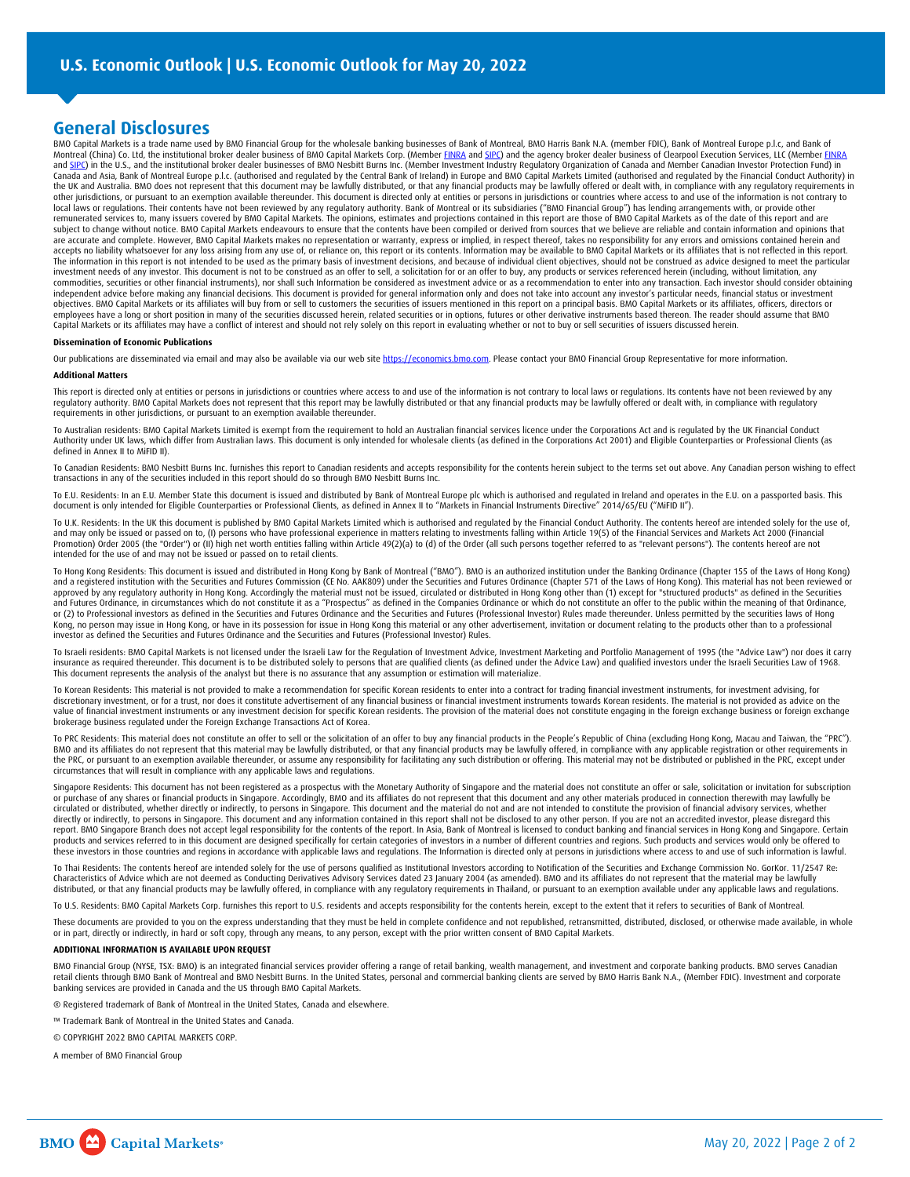# General Disclosures

BMO Capital Markets is a trade name used by BMO Financial Group for the wholesale banking businesses of Bank of Montreal, BMO Harris Bank N.A. (member FDIC), Bank of Montreal Europe p.l.c, and Bank of Montreal (China) Co. Ltd, the institutional broker dealer business of BMO Capital Markets Corp. (Member FINRA and SIPC) and the agency broker dealer business of Clearpool Execution Services, LLC (Member FINRA and SIPC) in the U.S., and the institutional broker dealer businesses of BMO Nesbitt Burns Inc. (Member Investment Industry Regulatory Organization of Canada and Member Canadian Investor Protection Fund) in Canada and Asia, Bank of Montreal Europe p.l.c. (authorised and regulated by the Central Bank of Ireland) in Europe and BMO Capital Markets Limited (authorised and regulated by the Financial Conduct Authority) in the UK and Australia. BMO does not represent that this document may be lawfully distributed, or that any financial products may be lawfully offered or dealt with, in compliance with any regulatory requirements in other jurisdictions, or pursuant to an exemption available thereunder. This document is directed only at entities or persons in jurisdictions or countries where access to and use of the information is not contrary to local laws or regulations. Their contents have not been reviewed by any regulatory authority. Bank of Montreal or its subsidiaries ("BMO Financial Group") has lending arrangements with, or provide other remunerated services to, many issuers covered by BMO Capital Markets. The opinions, estimates and projections contained in this report are those of BMO Capital Markets as of the date of this report and are subject to change without notice. BMO Capital Markets endeavours to ensure that the contents have been compiled or derived from sources that we believe are reliable and contain information and opinions that are accurate and complete. However, BMO Capital Markets makes no representation or warranty, express or implied, in respect thereof, takes no responsibility for any errors and omissions contained herein and accepts no liability whatsoever for any loss arising from any use of, or reliance on, this report or its contents. Information may be available to BMO Capital Markets or its affiliates that is not reflected in this report. The information in this report is not intended to be used as the primary basis of investment decisions, and because of individual client objectives, should not be construed as advice designed to meet the particular investment needs of any investor. This document is not to be construed as an offer to sell, a solicitation for or an offer to buy, any products or services referenced herein (including, without limitation, any commodities, securities or other financial instruments), nor shall such Information be considered as investment advice or as a recommendation to enter into any transaction. Each investor should consider obtaining independent advice before making any financial decisions. This document is provided for general information only and does not take into account any investor's particular needs, financial status or investment objectives. BMO Capital Markets or its affiliates will buy from or sell to customers the securities of issuers mentioned in this report on a principal basis. BMO Capital Markets or its affiliates, officers, directors or employees have a long or short position in many of the securities discussed herein, related securities or in options, futures or other derivative instruments based thereon. The reader should assume that BMO Capital Markets or its affiliates may have a conflict of interest and should not rely solely on this report in evaluating whether or not to buy or sell securities of issuers discussed herein.

**Dissemination of Economic Publications**

Our publications are disseminated via email and may also be available via our web site https://economics.bmo.com. Please contact your BMO Financial Group Representative for more information.

**Additional Matters**

This report is directed only at entities or persons in jurisdictions or countries where access to and use of the information is not contrary to local laws or regulations. Its contents have not been reviewed by any regulatory authority. BMO Capital Markets does not represent that this report may be lawfully distributed or that any financial products may be lawfully offered or dealt with, in compliance with regulatory requirements in other jurisdictions, or pursuant to an exemption available thereunder.

To Australian residents: BMO Capital Markets Limited is exempt from the requirement to hold an Australian financial services licence under the Corporations Act and is regulated by the UK Financial Conduct Authority under UK laws, which differ from Australian laws. This document is only intended for wholesale clients (as defined in the Corporations Act 2001) and Eligible Counterparties or Professional Clients (as defined in Annex II to MiFID II).

To Canadian Residents: BMO Nesbitt Burns Inc. furnishes this report to Canadian residents and accepts responsibility for the contents herein subject to the terms set out above. Any Canadian person wishing to effect transactions in any of the securities included in this report should do so through BMO Nesbitt Burns Inc.

To E.U. Residents: In an E.U. Member State this document is issued and distributed by Bank of Montreal Europe plc which is authorised and regulated in Ireland and operates in the E.U. on a passported basis. This document is only intended for Eligible Counterparties or Professional Clients, as defined in Annex II to "Markets in Financial Instruments Directive" 2014/65/EU ("MiFID II").

To U.K. Residents: In the UK this document is published by BMO Capital Markets Limited which is authorised and regulated by the Financial Conduct Authority. The contents hereof are intended solely for the use of, and may only be issued or passed on to, (I) persons who have professional experience in matters relating to investments falling within Article 19(5) of the Financial Services and Markets Act 2000 (Financial Promotion) Order 2005 (the "Order") or (II) high net worth entities falling within Article 49(2)(a) to (d) of the Order (all such persons together referred to as "relevant persons"). The contents hereof are not intended for the use of and may not be issued or passed on to retail clients.

To Hong Kong Residents: This document is issued and distributed in Hong Kong by Bank of Montreal ("BMO"). BMO is an authorized institution under the Banking Ordinance (Chapter 155 of the Laws of Hong Kong) and a registered institution with the Securities and Futures Commission (CE No. AAK809) under the Securities and Futures Ordinance (Chapter 571 of the Laws of Hong Kong). This material has not been reviewed or approved by any regulatory authority in Hong Kong. Accordingly the material must not be issued, circulated or distributed in Hong Kong other than (1) except for "structured products" as defined in the Securities and Futures Ordinance, in circumstances which do not constitute it as a "Prospectus" as defined in the Companies Ordinance or which do not constitute an offer to the public within the meaning of that Ordinance, or (2) to Professional investors as defined in the Securities and Futures Ordinance and the Securities and Futures (Professional Investor) Rules made thereunder. Unless permitted by the securities laws of Hong Kong, no person may issue in Hong Kong, or have in its possession for issue in Hong Kong this material or any other advertisement, invitation or document relating to the products other than to a professional investor as defined the Securities and Futures Ordinance and the Securities and Futures (Professional Investor) Rules.

To Israeli residents: BMO Capital Markets is not licensed under the Israeli Law for the Regulation of Investment Advice, Investment Marketing and Portfolio Management of 1995 (the "Advice Law") nor does it carry insurance as required thereunder. This document is to be distributed solely to persons that are qualified clients (as defined under the Advice Law) and qualified investors under the Israeli Securities Law of 1968. This document represents the analysis of the analyst but there is no assurance that any assumption or estimation will materialize.

To Korean Residents: This material is not provided to make a recommendation for specific Korean residents to enter into a contract for trading financial investment instruments, for investment advising, for discretionary investment, or for a trust, nor does it constitute advertisement of any financial business or financial investment instruments towards Korean residents. The material is not provided as advice on the value of financial investment instruments or any investment decision for specific Korean residents. The provision of the material does not constitute engaging in the foreign exchange business or foreign exchange brokerage business regulated under the Foreign Exchange Transactions Act of Korea.

To PRC Residents: This material does not constitute an offer to sell or the solicitation of an offer to buy any financial products in the People's Republic of China (excluding Hong Kong, Macau and Taiwan, the "PRC"). BMO and its affiliates do not represent that this material may be lawfully distributed, or that any financial products may be lawfully offered, in compliance with any applicable registration or other requirements in the PRC, or pursuant to an exemption available thereunder, or assume any responsibility for facilitating any such distribution or offering. This material may not be distributed or published in the PRC, except under circumstances that will result in compliance with any applicable laws and regulations.

Singapore Residents: This document has not been registered as a prospectus with the Monetary Authority of Singapore and the material does not constitute an offer or sale, solicitation or invitation for subscription or purchase of any shares or financial products in Singapore. Accordingly, BMO and its affiliates do not represent that this document and any other materials produced in connection therewith may lawfully be circulated or distributed, whether directly or indirectly, to persons in Singapore. This document and the material do not and are not intended to constitute the provision of financial advisory services, whether directly or indirectly, to persons in Singapore. This document and any information contained in this report shall not be disclosed to any other person. If you are not an accredited investor, please disregard this report. BMO Singapore Branch does not accept legal responsibility for the contents of the report. In Asia, Bank of Montreal is licensed to conduct banking and financial services in Hong Kong and Singapore. Certain products and services referred to in this document are designed specifically for certain categories of investors in a number of different countries and regions. Such products and services would only be offered to these investors in those countries and regions in accordance with applicable laws and regulations. The Information is directed only at persons in jurisdictions where access to and use of such information is lawful.

To Thai Residents: The contents hereof are intended solely for the use of persons qualified as Institutional Investors according to Notification of the Securities and Exchange Commission No. GorKor. 11/2547 Re: Characteristics of Advice which are not deemed as Conducting Derivatives Advisory Services dated 23 January 2004 (as amended). BMO and its affiliates do not represent that the material may be lawfully distributed, or that any financial products may be lawfully offered, in compliance with any regulatory requirements in Thailand, or pursuant to an exemption available under any applicable laws and regulations.

To U.S. Residents: BMO Capital Markets Corp. furnishes this report to U.S. residents and accepts responsibility for the contents herein, except to the extent that it refers to securities of Bank of Montreal.

These documents are provided to you on the express understanding that they must be held in complete confidence and not republished, retransmitted, distributed, disclosed, or otherwise made available, in whole or in part, directly or indirectly, in hard or soft copy, through any means, to any person, except with the prior written consent of BMO Capital Markets.

**ADDITIONAL INFORMATION IS AVAILABLE UPON REQUEST**

BMO Financial Group (NYSE, TSX: BMO) is an integrated financial services provider offering a range of retail banking, wealth management, and investment and corporate banking products. BMO serves Canadian retail clients through BMO Bank of Montreal and BMO Nesbitt Burns. In the United States, personal and commercial banking clients are served by BMO Harris Bank N.A., (Member FDIC). Investment and corporate banking services are provided in Canada and the US through BMO Capital Markets.

® Registered trademark of Bank of Montreal in the United States, Canada and elsewhere.

™ Trademark Bank of Montreal in the United States and Canada.

© COPYRIGHT 2022 BMO CAPITAL MARKETS CORP.

A member of BMO Financial Group